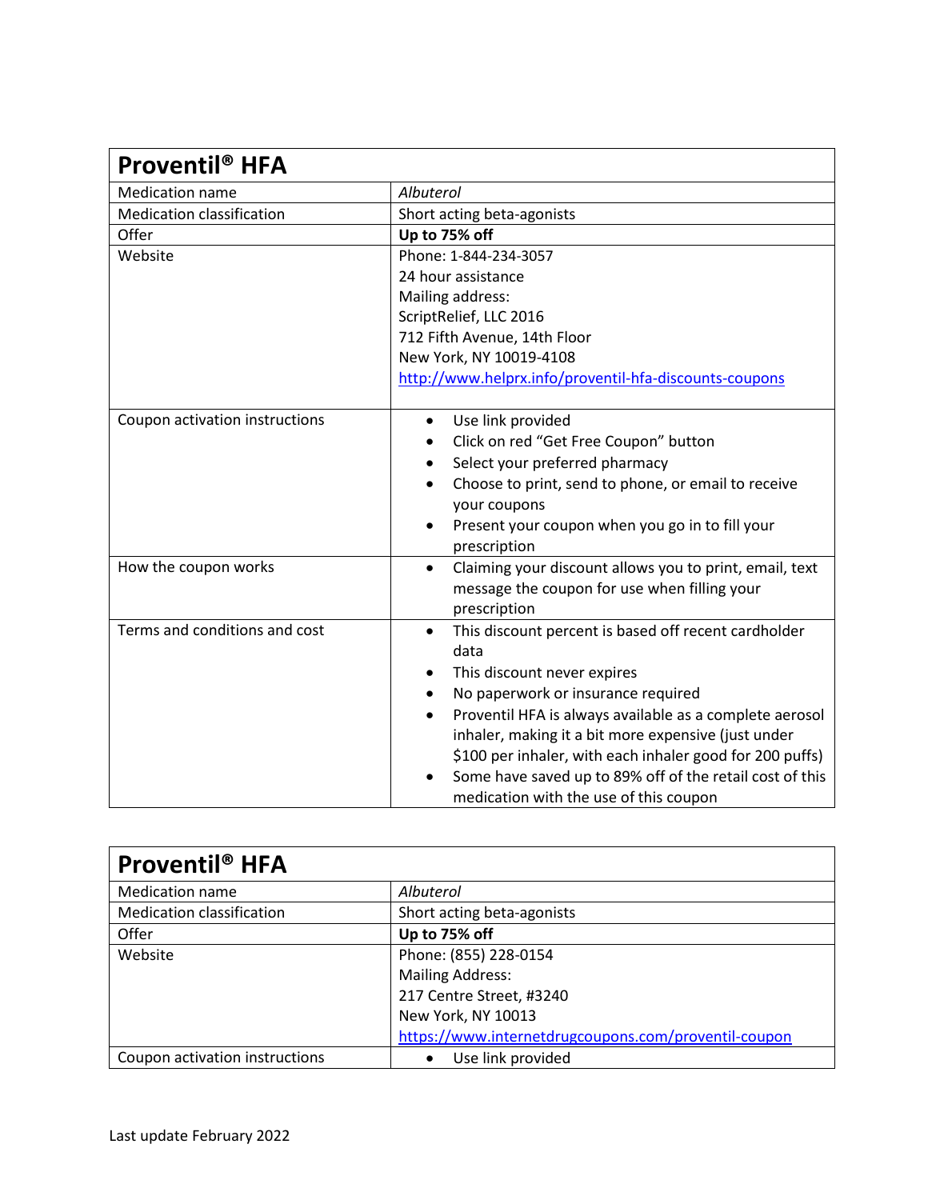| **Proventil® HFA** | |
|---|---|
| Medication name | *Albuterol* |
| Medication classification | Short acting beta-agonists |
| Offer | **Up to 75% off** |
| Website | Phone: 1-844-234-3057<br>24 hour assistance<br>Mailing address:<br>ScriptRelief, LLC 2016<br>712 Fifth Avenue, 14th Floor<br>New York, NY 10019-4108<br>http://www.helprx.info/proventil-hfa-discounts-coupons |
| Coupon activation instructions | • Use link provided<br>• Click on red "Get Free Coupon" button<br>• Select your preferred pharmacy<br>• Choose to print, send to phone, or email to receive your coupons<br>• Present your coupon when you go in to fill your prescription |
| How the coupon works | • Claiming your discount allows you to print, email, text message the coupon for use when filling your prescription |
| Terms and conditions and cost | • This discount percent is based off recent cardholder data<br>• This discount never expires<br>• No paperwork or insurance required<br>• Proventil HFA is always available as a complete aerosol inhaler, making it a bit more expensive (just under $100 per inhaler, with each inhaler good for 200 puffs)<br>• Some have saved up to 89% off of the retail cost of this medication with the use of this coupon |

| **Proventil® HFA** | |
|---|---|
| Medication name | *Albuterol* |
| Medication classification | Short acting beta-agonists |
| Offer | **Up to 75% off** |
| Website | Phone: (855) 228-0154<br>Mailing Address:<br>217 Centre Street, #3240<br>New York, NY 10013<br>https://www.internetdrugcoupons.com/proventil-coupon |
| Coupon activation instructions | • Use link provided |

Last update February 2022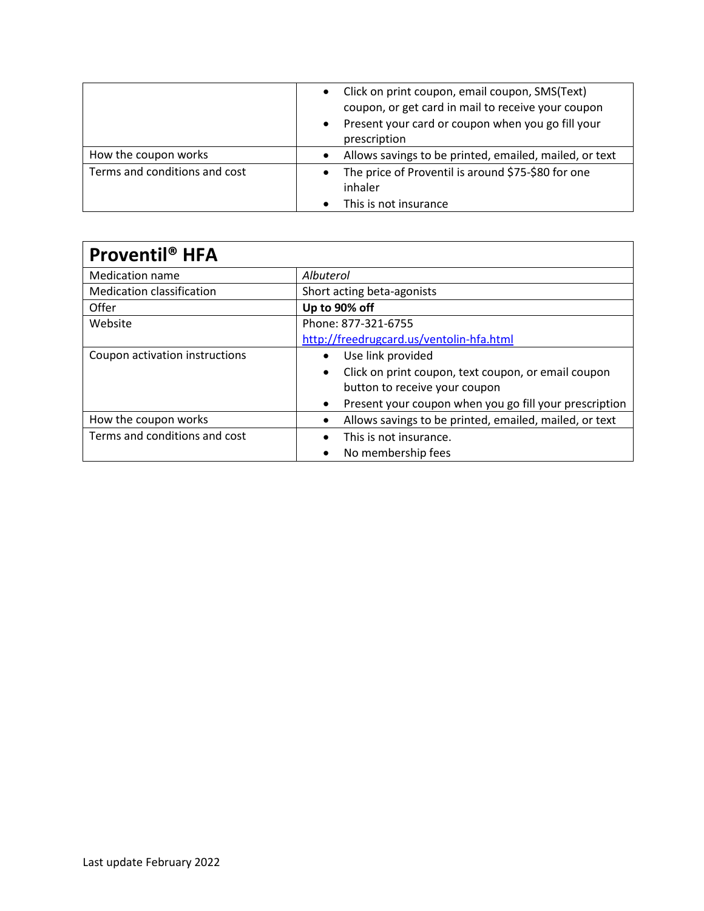| | |
|---|---|
| | • Click on print coupon, email coupon, SMS(Text) coupon, or get card in mail to receive your coupon<br>• Present your card or coupon when you go fill your prescription |
| How the coupon works | • Allows savings to be printed, emailed, mailed, or text |
| Terms and conditions and cost | • The price of Proventil is around $75-$80 for one inhaler<br>• This is not insurance |

| **Proventil® HFA** | |
|---|---|
| Medication name | *Albuterol* |
| Medication classification | Short acting beta-agonists |
| Offer | **Up to 90% off** |
| Website | Phone: 877-321-6755<br>[http://freedrugcard.us/ventolin-hfa.html](http://freedrugcard.us/ventolin-hfa.html) |
| Coupon activation instructions | • Use link provided<br>• Click on print coupon, text coupon, or email coupon button to receive your coupon<br>• Present your coupon when you go fill your prescription |
| How the coupon works | • Allows savings to be printed, emailed, mailed, or text |
| Terms and conditions and cost | • This is not insurance.<br>• No membership fees |

Last update February 2022